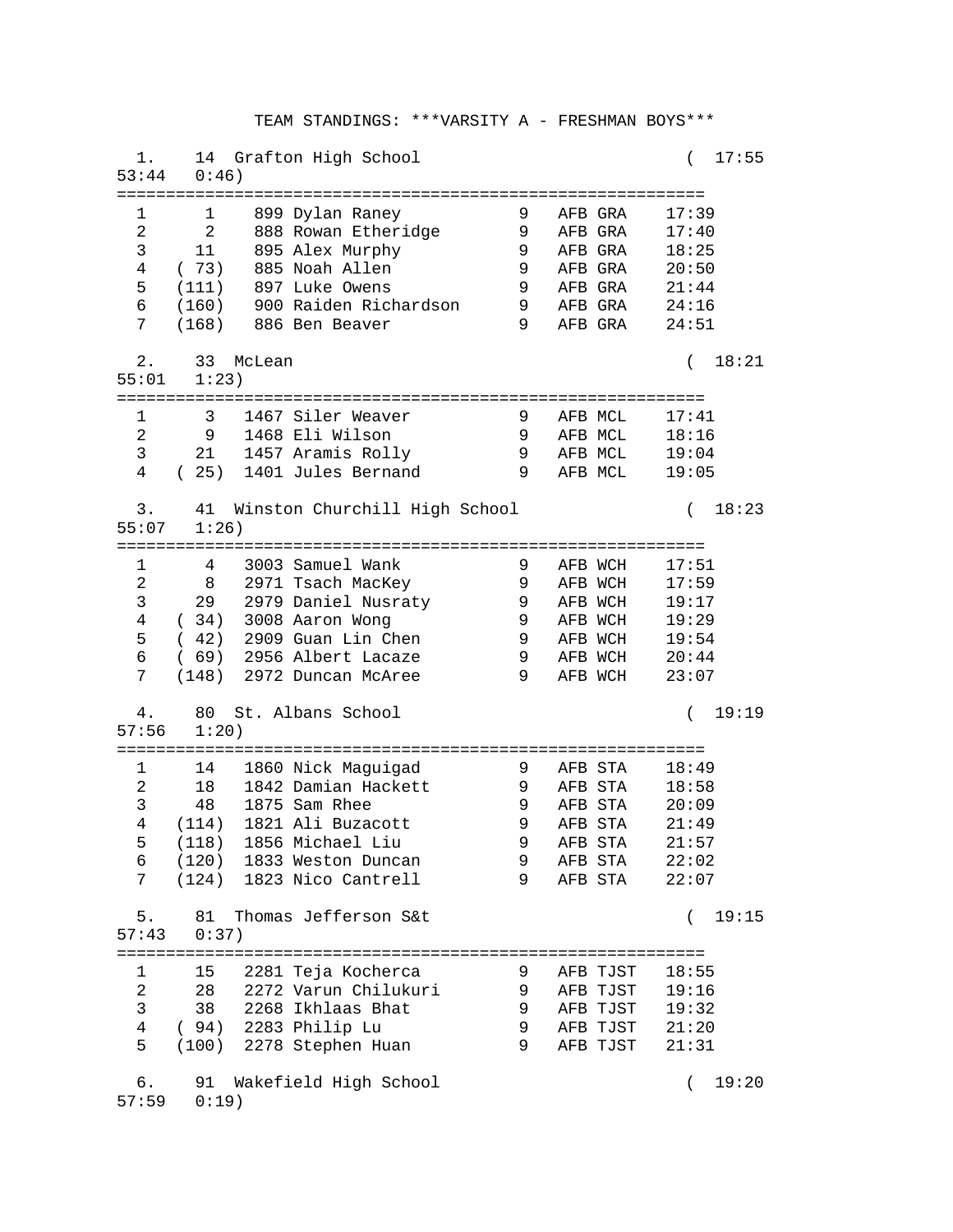# TEAM STANDINGS: ***VARSITY A - FRESHMAN BOYS***

## 1. 14 Grafton High School ( 17:55 53:44 0:46)

| | Place | Bib | Name | Yr | Team | Time |
|---|---|---|---|---|---|---|
| 1 | 1 | 899 | Dylan Raney | 9 | AFB GRA | 17:39 |
| 2 | 2 | 888 | Rowan Etheridge | 9 | AFB GRA | 17:40 |
| 3 | 11 | 895 | Alex Murphy | 9 | AFB GRA | 18:25 |
| 4 | ( 73) | 885 | Noah Allen | 9 | AFB GRA | 20:50 |
| 5 | (111) | 897 | Luke Owens | 9 | AFB GRA | 21:44 |
| 6 | (160) | 900 | Raiden Richardson | 9 | AFB GRA | 24:16 |
| 7 | (168) | 886 | Ben Beaver | 9 | AFB GRA | 24:51 |

## 2. 33 McLean ( 18:21 55:01 1:23)

| | Place | Bib | Name | Yr | Team | Time |
|---|---|---|---|---|---|---|
| 1 | 3 | 1467 | Siler Weaver | 9 | AFB MCL | 17:41 |
| 2 | 9 | 1468 | Eli Wilson | 9 | AFB MCL | 18:16 |
| 3 | 21 | 1457 | Aramis Rolly | 9 | AFB MCL | 19:04 |
| 4 | ( 25) | 1401 | Jules Bernand | 9 | AFB MCL | 19:05 |

## 3. 41 Winston Churchill High School ( 18:23 55:07 1:26)

| | Place | Bib | Name | Yr | Team | Time |
|---|---|---|---|---|---|---|
| 1 | 4 | 3003 | Samuel Wank | 9 | AFB WCH | 17:51 |
| 2 | 8 | 2971 | Tsach MacKey | 9 | AFB WCH | 17:59 |
| 3 | 29 | 2979 | Daniel Nusraty | 9 | AFB WCH | 19:17 |
| 4 | ( 34) | 3008 | Aaron Wong | 9 | AFB WCH | 19:29 |
| 5 | ( 42) | 2909 | Guan Lin Chen | 9 | AFB WCH | 19:54 |
| 6 | ( 69) | 2956 | Albert Lacaze | 9 | AFB WCH | 20:44 |
| 7 | (148) | 2972 | Duncan McAree | 9 | AFB WCH | 23:07 |

## 4. 80 St. Albans School ( 19:19 57:56 1:20)

| | Place | Bib | Name | Yr | Team | Time |
|---|---|---|---|---|---|---|
| 1 | 14 | 1860 | Nick Maguigad | 9 | AFB STA | 18:49 |
| 2 | 18 | 1842 | Damian Hackett | 9 | AFB STA | 18:58 |
| 3 | 48 | 1875 | Sam Rhee | 9 | AFB STA | 20:09 |
| 4 | (114) | 1821 | Ali Buzacott | 9 | AFB STA | 21:49 |
| 5 | (118) | 1856 | Michael Liu | 9 | AFB STA | 21:57 |
| 6 | (120) | 1833 | Weston Duncan | 9 | AFB STA | 22:02 |
| 7 | (124) | 1823 | Nico Cantrell | 9 | AFB STA | 22:07 |

## 5. 81 Thomas Jefferson S&t ( 19:15 57:43 0:37)

| | Place | Bib | Name | Yr | Team | Time |
|---|---|---|---|---|---|---|
| 1 | 15 | 2281 | Teja Kocherca | 9 | AFB TJST | 18:55 |
| 2 | 28 | 2272 | Varun Chilukuri | 9 | AFB TJST | 19:16 |
| 3 | 38 | 2268 | Ikhlaas Bhat | 9 | AFB TJST | 19:32 |
| 4 | ( 94) | 2283 | Philip Lu | 9 | AFB TJST | 21:20 |
| 5 | (100) | 2278 | Stephen Huan | 9 | AFB TJST | 21:31 |

## 6. 91 Wakefield High School ( 19:20 57:59 0:19)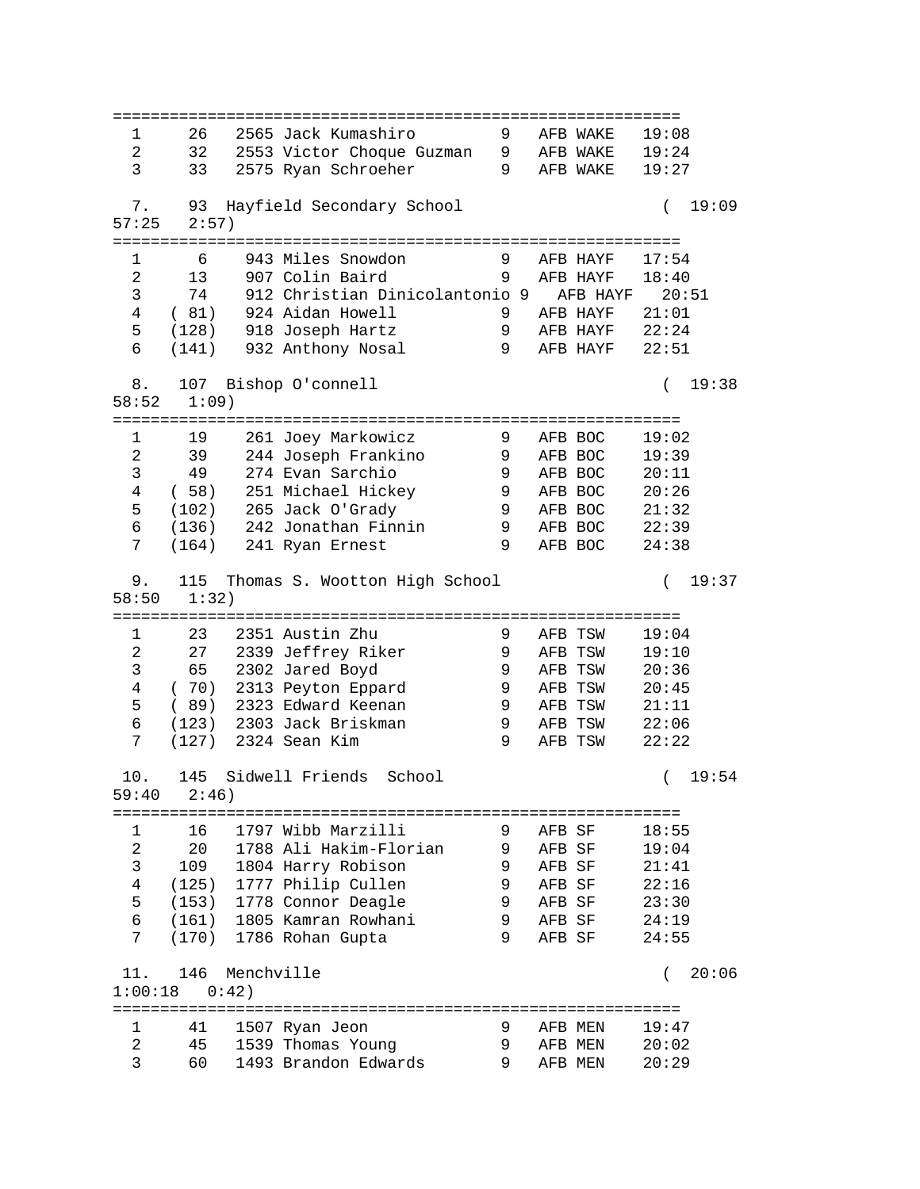```
=============================================================
  1     26   2565 Jack Kumashiro         9   AFB WAKE   19:08
  2     32   2553 Victor Choque Guzman   9   AFB WAKE   19:24
  3     33   2575 Ryan Schroeher         9   AFB WAKE   19:27

  7.    93  Hayfield Secondary School                        (  19:09
57:25   2:57)
=============================================================
  1      6    943 Miles Snowdon          9   AFB HAYF   17:54
  2     13    907 Colin Baird            9   AFB HAYF   18:40
  3     74    912 Christian Dinicolantonio 9   AFB HAYF   20:51
  4   ( 81)   924 Aidan Howell           9   AFB HAYF   21:01
  5   (128)   918 Joseph Hartz           9   AFB HAYF   22:24
  6   (141)   932 Anthony Nosal          9   AFB HAYF   22:51

  8.   107  Bishop O'connell                                 (  19:38
58:52   1:09)
=============================================================
  1     19    261 Joey Markowicz         9   AFB BOC    19:02
  2     39    244 Joseph Frankino        9   AFB BOC    19:39
  3     49    274 Evan Sarchio           9   AFB BOC    20:11
  4   ( 58)   251 Michael Hickey         9   AFB BOC    20:26
  5   (102)   265 Jack O'Grady           9   AFB BOC    21:32
  6   (136)   242 Jonathan Finnin        9   AFB BOC    22:39
  7   (164)   241 Ryan Ernest            9   AFB BOC    24:38

  9.   115  Thomas S. Wootton High School                    (  19:37
58:50   1:32)
=============================================================
  1     23   2351 Austin Zhu             9   AFB TSW    19:04
  2     27   2339 Jeffrey Riker          9   AFB TSW    19:10
  3     65   2302 Jared Boyd             9   AFB TSW    20:36
  4   ( 70)  2313 Peyton Eppard          9   AFB TSW    20:45
  5   ( 89)  2323 Edward Keenan          9   AFB TSW    21:11
  6   (123)  2303 Jack Briskman          9   AFB TSW    22:06
  7   (127)  2324 Sean Kim               9   AFB TSW    22:22

 10.   145  Sidwell Friends  School                          (  19:54
59:40   2:46)
=============================================================
  1     16   1797 Wibb Marzilli          9   AFB SF     18:55
  2     20   1788 Ali Hakim-Florian      9   AFB SF     19:04
  3    109   1804 Harry Robison          9   AFB SF     21:41
  4   (125)  1777 Philip Cullen          9   AFB SF     22:16
  5   (153)  1778 Connor Deagle          9   AFB SF     23:30
  6   (161)  1805 Kamran Rowhani         9   AFB SF     24:19
  7   (170)  1786 Rohan Gupta            9   AFB SF     24:55

 11.   146  Menchville                                       (  20:06
1:00:18   0:42)
=============================================================
  1     41   1507 Ryan Jeon              9   AFB MEN    19:47
  2     45   1539 Thomas Young           9   AFB MEN    20:02
  3     60   1493 Brandon Edwards        9   AFB MEN    20:29
```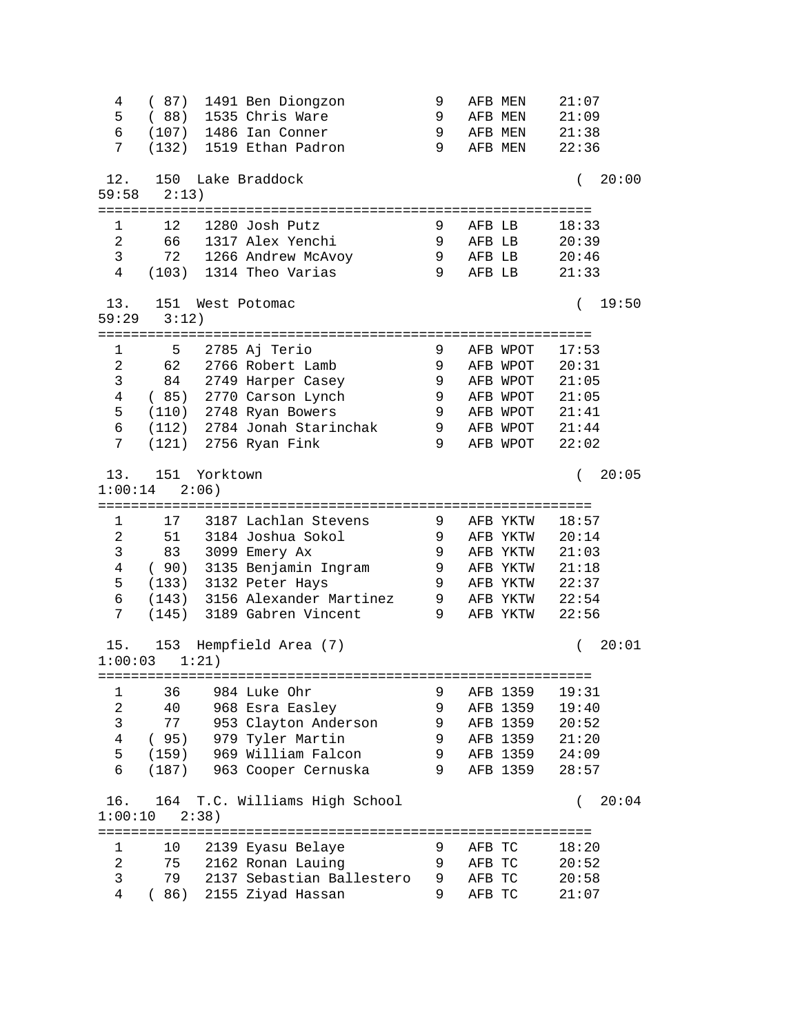```
  4   ( 87)  1491 Ben Diongzon          9   AFB MEN    21:07
  5   ( 88)  1535 Chris Ware            9   AFB MEN    21:09
  6   (107)  1486 Ian Conner            9   AFB MEN    21:38
  7   (132)  1519 Ethan Padron          9   AFB MEN    22:36

 12.   150  Lake Braddock                                (  20:00
59:58   2:13)
============================================================
  1     12   1280 Josh Putz             9   AFB LB     18:33
  2     66   1317 Alex Yenchi           9   AFB LB     20:39
  3     72   1266 Andrew McAvoy         9   AFB LB     20:46
  4   (103)  1314 Theo Varias           9   AFB LB     21:33

 13.   151  West Potomac                                 (  19:50
59:29   3:12)
============================================================
  1      5   2785 Aj Terio              9   AFB WPOT   17:53
  2     62   2766 Robert Lamb           9   AFB WPOT   20:31
  3     84   2749 Harper Casey          9   AFB WPOT   21:05
  4   ( 85)  2770 Carson Lynch          9   AFB WPOT   21:05
  5   (110)  2748 Ryan Bowers           9   AFB WPOT   21:41
  6   (112)  2784 Jonah Starinchak      9   AFB WPOT   21:44
  7   (121)  2756 Ryan Fink             9   AFB WPOT   22:02

 13.   151  Yorktown                                     (  20:05
1:00:14   2:06)
============================================================
  1     17   3187 Lachlan Stevens       9   AFB YKTW   18:57
  2     51   3184 Joshua Sokol          9   AFB YKTW   20:14
  3     83   3099 Emery Ax              9   AFB YKTW   21:03
  4   ( 90)  3135 Benjamin Ingram       9   AFB YKTW   21:18
  5   (133)  3132 Peter Hays            9   AFB YKTW   22:37
  6   (143)  3156 Alexander Martinez    9   AFB YKTW   22:54
  7   (145)  3189 Gabren Vincent        9   AFB YKTW   22:56

 15.   153  Hempfield Area (7)                           (  20:01
1:00:03   1:21)
============================================================
  1     36    984 Luke Ohr              9   AFB 1359   19:31
  2     40    968 Esra Easley           9   AFB 1359   19:40
  3     77    953 Clayton Anderson      9   AFB 1359   20:52
  4   ( 95)   979 Tyler Martin          9   AFB 1359   21:20
  5   (159)   969 William Falcon        9   AFB 1359   24:09
  6   (187)   963 Cooper Cernuska       9   AFB 1359   28:57

 16.   164  T.C. Williams High School                    (  20:04
1:00:10   2:38)
============================================================
  1     10   2139 Eyasu Belaye          9   AFB TC     18:20
  2     75   2162 Ronan Lauing          9   AFB TC     20:52
  3     79   2137 Sebastian Ballestero  9   AFB TC     20:58
  4   ( 86)  2155 Ziyad Hassan          9   AFB TC     21:07
```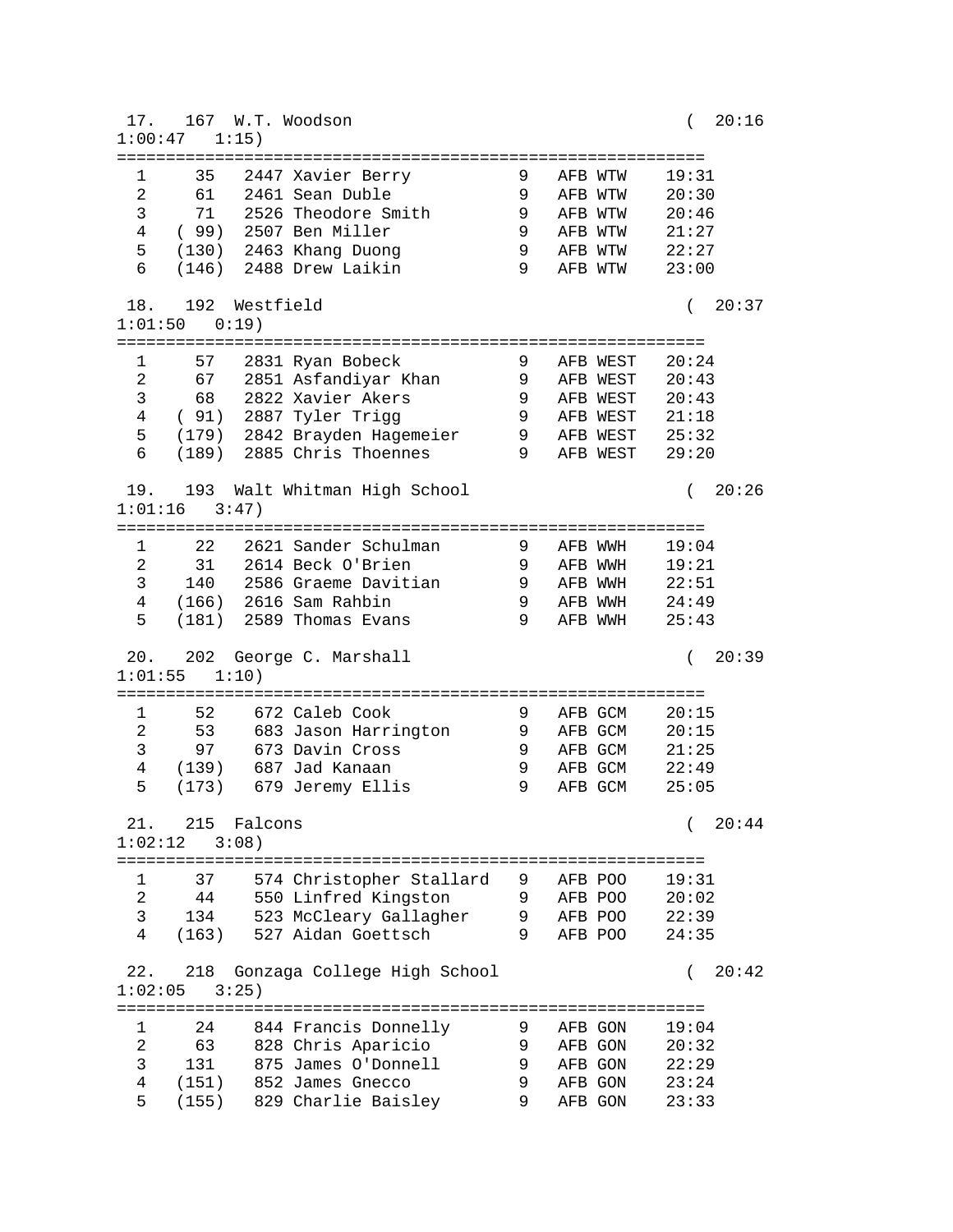```
 17.   167  W.T. Woodson                                  (  20:16
1:00:47   1:15)
============================================================
  1     35   2447 Xavier Berry          9   AFB WTW    19:31
  2     61   2461 Sean Duble            9   AFB WTW    20:30
  3     71   2526 Theodore Smith        9   AFB WTW    20:46
  4    ( 99)  2507 Ben Miller           9   AFB WTW    21:27
  5    (130)  2463 Khang Duong          9   AFB WTW    22:27
  6    (146)  2488 Drew Laikin          9   AFB WTW    23:00

 18.   192  Westfield                                     (  20:37
1:01:50   0:19)
============================================================
  1     57   2831 Ryan Bobeck           9   AFB WEST   20:24
  2     67   2851 Asfandiyar Khan       9   AFB WEST   20:43
  3     68   2822 Xavier Akers          9   AFB WEST   20:43
  4    ( 91)  2887 Tyler Trigg          9   AFB WEST   21:18
  5    (179)  2842 Brayden Hagemeier    9   AFB WEST   25:32
  6    (189)  2885 Chris Thoennes       9   AFB WEST   29:20

 19.   193  Walt Whitman High School                      (  20:26
1:01:16   3:47)
============================================================
  1     22   2621 Sander Schulman       9   AFB WWH    19:04
  2     31   2614 Beck O'Brien          9   AFB WWH    19:21
  3    140   2586 Graeme Davitian       9   AFB WWH    22:51
  4    (166)  2616 Sam Rahbin           9   AFB WWH    24:49
  5    (181)  2589 Thomas Evans         9   AFB WWH    25:43

 20.   202  George C. Marshall                            (  20:39
1:01:55   1:10)
============================================================
  1     52    672 Caleb Cook            9   AFB GCM    20:15
  2     53    683 Jason Harrington      9   AFB GCM    20:15
  3     97    673 Davin Cross           9   AFB GCM    21:25
  4    (139)   687 Jad Kanaan           9   AFB GCM    22:49
  5    (173)   679 Jeremy Ellis         9   AFB GCM    25:05

 21.   215  Falcons                                       (  20:44
1:02:12   3:08)
============================================================
  1     37    574 Christopher Stallard  9   AFB POO    19:31
  2     44    550 Linfred Kingston      9   AFB POO    20:02
  3    134    523 McCleary Gallagher    9   AFB POO    22:39
  4    (163)   527 Aidan Goettsch       9   AFB POO    24:35

 22.   218  Gonzaga College High School                   (  20:42
1:02:05   3:25)
============================================================
  1     24    844 Francis Donnelly      9   AFB GON    19:04
  2     63    828 Chris Aparicio        9   AFB GON    20:32
  3    131    875 James O'Donnell       9   AFB GON    22:29
  4    (151)   852 James Gnecco         9   AFB GON    23:24
  5    (155)   829 Charlie Baisley      9   AFB GON    23:33
```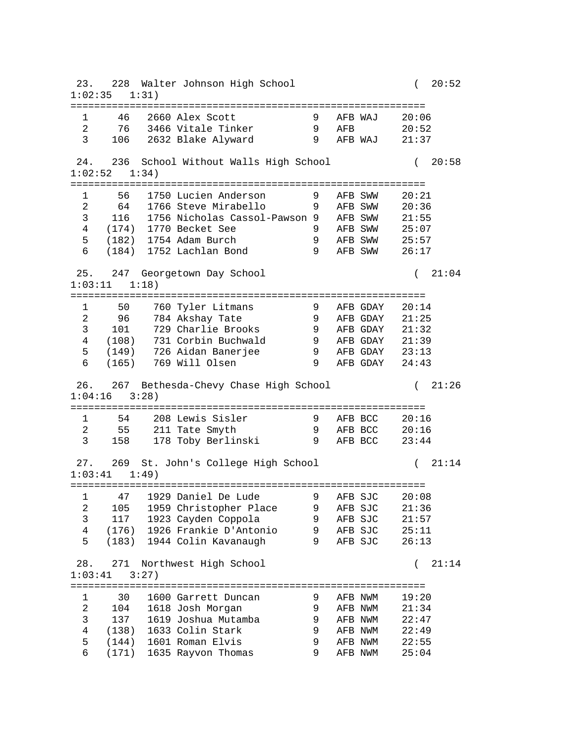```
 23.   228  Walter Johnson High School                    (  20:52
1:02:35   1:31)
============================================================
  1     46   2660 Alex Scott             9   AFB WAJ    20:06
  2     76   3466 Vitale Tinker          9   AFB        20:52
  3    106   2632 Blake Alyward          9   AFB WAJ    21:37

 24.   236  School Without Walls High School              (  20:58
1:02:52   1:34)
============================================================
  1     56   1750 Lucien Anderson        9   AFB SWW    20:21
  2     64   1766 Steve Mirabello        9   AFB SWW    20:36
  3    116   1756 Nicholas Cassol-Pawson 9   AFB SWW    21:55
  4   (174)  1770 Becket See             9   AFB SWW    25:07
  5   (182)  1754 Adam Burch             9   AFB SWW    25:57
  6   (184)  1752 Lachlan Bond           9   AFB SWW    26:17

 25.   247  Georgetown Day School                         (  21:04
1:03:11   1:18)
============================================================
  1     50    760 Tyler Litmans          9   AFB GDAY   20:14
  2     96    784 Akshay Tate            9   AFB GDAY   21:25
  3    101    729 Charlie Brooks         9   AFB GDAY   21:32
  4   (108)   731 Corbin Buchwald        9   AFB GDAY   21:39
  5   (149)   726 Aidan Banerjee         9   AFB GDAY   23:13
  6   (165)   769 Will Olsen             9   AFB GDAY   24:43

 26.   267  Bethesda-Chevy Chase High School              (  21:26
1:04:16   3:28)
============================================================
  1     54    208 Lewis Sisler           9   AFB BCC    20:16
  2     55    211 Tate Smyth             9   AFB BCC    20:16
  3    158    178 Toby Berlinski         9   AFB BCC    23:44

 27.   269  St. John's College High School                (  21:14
1:03:41   1:49)
============================================================
  1     47   1929 Daniel De Lude         9   AFB SJC    20:08
  2    105   1959 Christopher Place      9   AFB SJC    21:36
  3    117   1923 Cayden Coppola         9   AFB SJC    21:57
  4   (176)  1926 Frankie D'Antonio      9   AFB SJC    25:11
  5   (183)  1944 Colin Kavanaugh        9   AFB SJC    26:13

 28.   271  Northwest High School                         (  21:14
1:03:41   3:27)
============================================================
  1     30   1600 Garrett Duncan         9   AFB NWM    19:20
  2    104   1618 Josh Morgan            9   AFB NWM    21:34
  3    137   1619 Joshua Mutamba         9   AFB NWM    22:47
  4   (138)  1633 Colin Stark            9   AFB NWM    22:49
  5   (144)  1601 Roman Elvis            9   AFB NWM    22:55
  6   (171)  1635 Rayvon Thomas          9   AFB NWM    25:04
```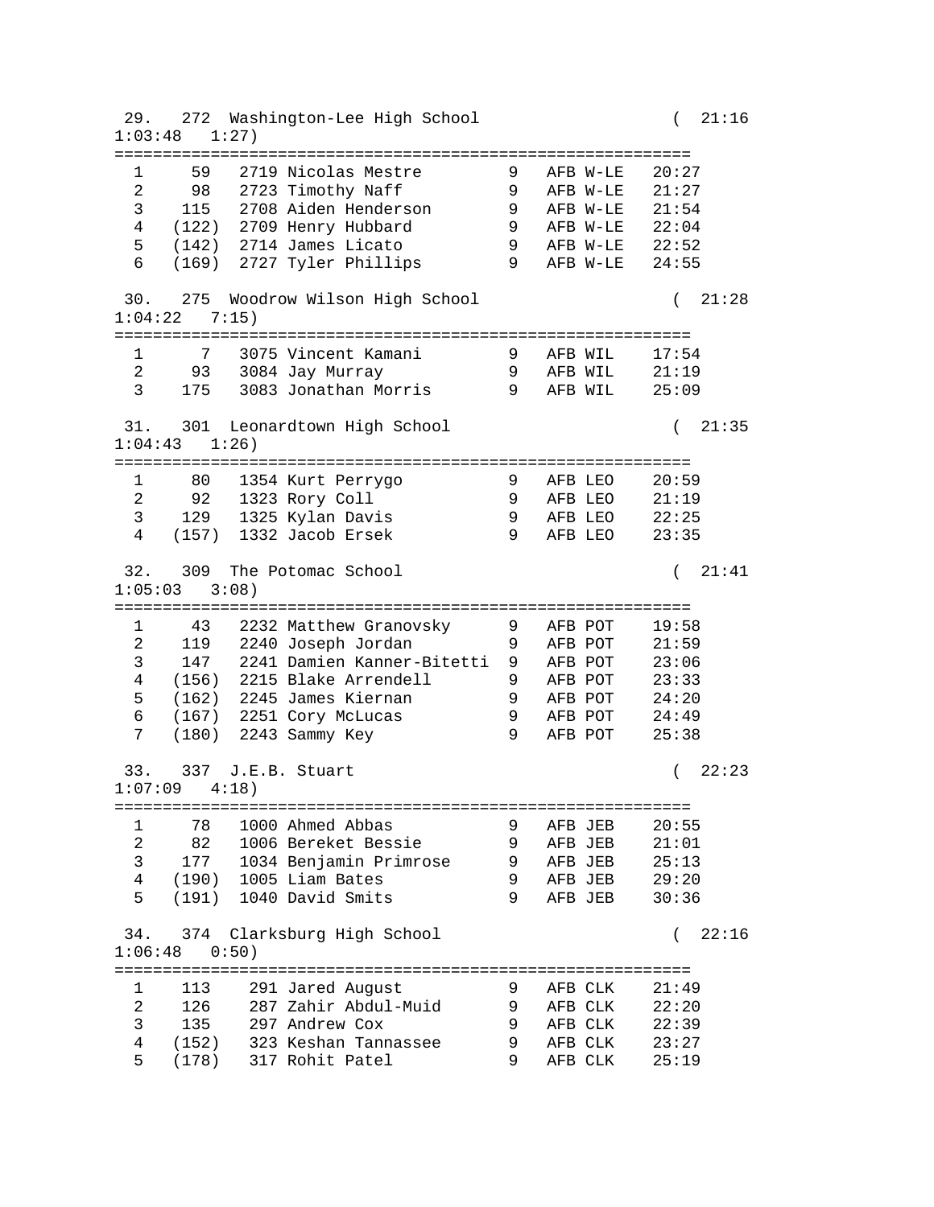```
 29.   272  Washington-Lee High School                         (  21:16
1:03:48   1:27)
============================================================
  1     59   2719 Nicolas Mestre        9   AFB W-LE   20:27
  2     98   2723 Timothy Naff          9   AFB W-LE   21:27
  3    115   2708 Aiden Henderson       9   AFB W-LE   21:54
  4   (122)  2709 Henry Hubbard         9   AFB W-LE   22:04
  5   (142)  2714 James Licato          9   AFB W-LE   22:52
  6   (169)  2727 Tyler Phillips        9   AFB W-LE   24:55

 30.   275  Woodrow Wilson High School                         (  21:28
1:04:22   7:15)
============================================================
  1      7   3075 Vincent Kamani        9   AFB WIL    17:54
  2     93   3084 Jay Murray            9   AFB WIL    21:19
  3    175   3083 Jonathan Morris       9   AFB WIL    25:09

 31.   301  Leonardtown High School                            (  21:35
1:04:43   1:26)
============================================================
  1     80   1354 Kurt Perrygo          9   AFB LEO    20:59
  2     92   1323 Rory Coll             9   AFB LEO    21:19
  3    129   1325 Kylan Davis           9   AFB LEO    22:25
  4   (157)  1332 Jacob Ersek           9   AFB LEO    23:35

 32.   309  The Potomac School                                 (  21:41
1:05:03   3:08)
============================================================
  1     43   2232 Matthew Granovsky     9   AFB POT    19:58
  2    119   2240 Joseph Jordan         9   AFB POT    21:59
  3    147   2241 Damien Kanner-Bitetti 9   AFB POT    23:06
  4   (156)  2215 Blake Arrendell       9   AFB POT    23:33
  5   (162)  2245 James Kiernan         9   AFB POT    24:20
  6   (167)  2251 Cory McLucas          9   AFB POT    24:49
  7   (180)  2243 Sammy Key             9   AFB POT    25:38

 33.   337  J.E.B. Stuart                                      (  22:23
1:07:09   4:18)
============================================================
  1     78   1000 Ahmed Abbas           9   AFB JEB    20:55
  2     82   1006 Bereket Bessie        9   AFB JEB    21:01
  3    177   1034 Benjamin Primrose     9   AFB JEB    25:13
  4   (190)  1005 Liam Bates            9   AFB JEB    29:20
  5   (191)  1040 David Smits           9   AFB JEB    30:36

 34.   374  Clarksburg High School                             (  22:16
1:06:48   0:50)
============================================================
  1    113    291 Jared August          9   AFB CLK    21:49
  2    126    287 Zahir Abdul-Muid      9   AFB CLK    22:20
  3    135    297 Andrew Cox            9   AFB CLK    22:39
  4   (152)   323 Keshan Tannassee      9   AFB CLK    23:27
  5   (178)   317 Rohit Patel           9   AFB CLK    25:19
```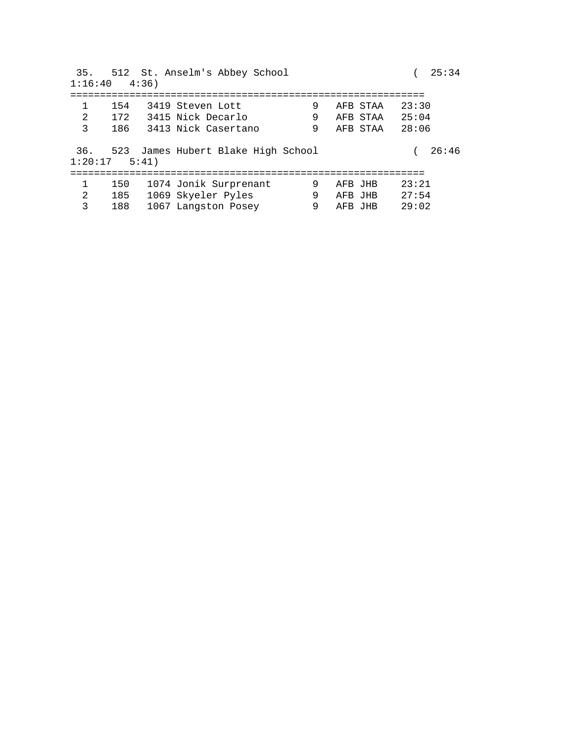35. 512 St. Anselm's Abbey School ( 25:34 1:16:40 4:36)

| | | | | | | |
|---|---|---|---|---|---|---|
| 1 | 154 | 3419 | Steven Lott | 9 | AFB STAA | 23:30 |
| 2 | 172 | 3415 | Nick Decarlo | 9 | AFB STAA | 25:04 |
| 3 | 186 | 3413 | Nick Casertano | 9 | AFB STAA | 28:06 |

36. 523 James Hubert Blake High School ( 26:46 1:20:17 5:41)

| | | | | | | |
|---|---|---|---|---|---|---|
| 1 | 150 | 1074 | Jonik Surprenant | 9 | AFB JHB | 23:21 |
| 2 | 185 | 1069 | Skyeler Pyles | 9 | AFB JHB | 27:54 |
| 3 | 188 | 1067 | Langston Posey | 9 | AFB JHB | 29:02 |